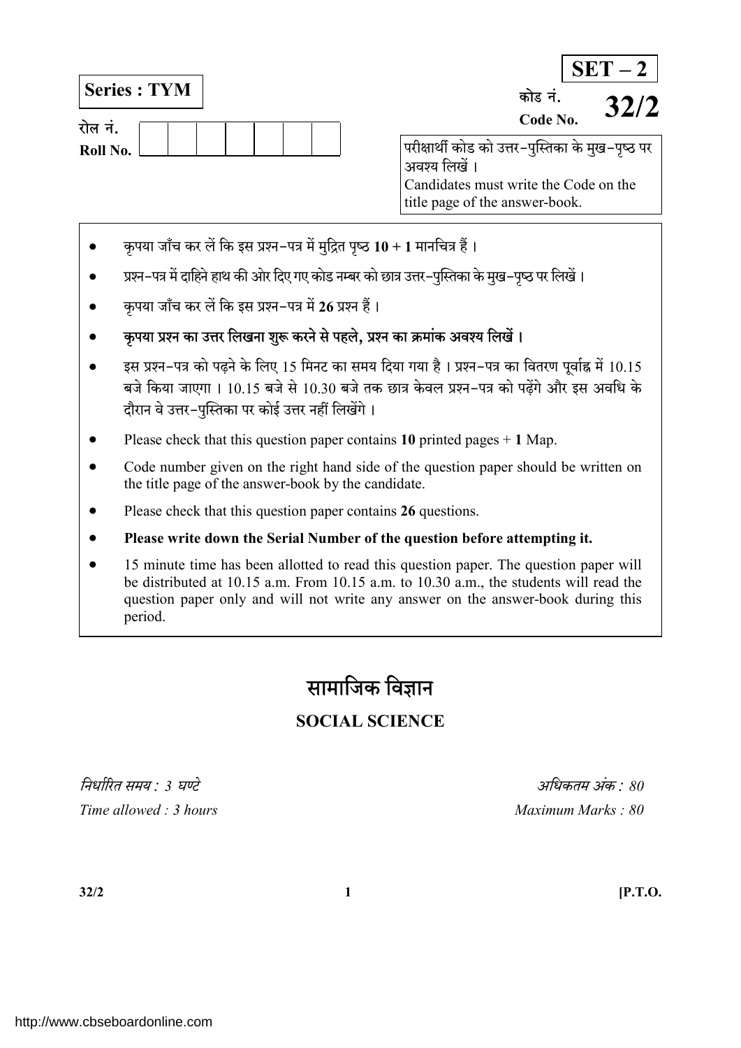**SET – 2**

**Series : TYM**

कोड नं.
**Code No.** **32/2**

रोल नं.
**Roll No.** | | | | | | | |

परीक्षार्थी कोड को उत्तर-पुस्तिका के मुख-पृष्ठ पर अवश्य लिखें ।
Candidates must write the Code on the title page of the answer-book.

- कृपया जाँच कर लें कि इस प्रश्न-पत्र में मुद्रित पृष्ठ **10 + 1** मानचित्र हैं ।
- प्रश्न-पत्र में दाहिने हाथ की ओर दिए गए कोड नम्बर को छात्र उत्तर-पुस्तिका के मुख-पृष्ठ पर लिखें ।
- कृपया जाँच कर लें कि इस प्रश्न-पत्र में **26** प्रश्न हैं ।
- **कृपया प्रश्न का उत्तर लिखना शुरू करने से पहले, प्रश्न का क्रमांक अवश्य लिखें ।**
- इस प्रश्न-पत्र को पढ़ने के लिए 15 मिनट का समय दिया गया है । प्रश्न-पत्र का वितरण पूर्वाह्न में 10.15 बजे किया जाएगा । 10.15 बजे से 10.30 बजे तक छात्र केवल प्रश्न-पत्र को पढ़ेंगे और इस अवधि के दौरान वे उत्तर-पुस्तिका पर कोई उत्तर नहीं लिखेंगे ।
- Please check that this question paper contains **10** printed pages + **1** Map.
- Code number given on the right hand side of the question paper should be written on the title page of the answer-book by the candidate.
- Please check that this question paper contains **26** questions.
- **Please write down the Serial Number of the question before attempting it.**
- 15 minute time has been allotted to read this question paper. The question paper will be distributed at 10.15 a.m. From 10.15 a.m. to 10.30 a.m., the students will read the question paper only and will not write any answer on the answer-book during this period.

# सामाजिक विज्ञान

## SOCIAL SCIENCE

*निर्धारित समय : 3 घण्टे* | *अधिकतम अंक : 80*

*Time allowed : 3 hours* | *Maximum Marks : 80*

http://www.cbseboardonline.com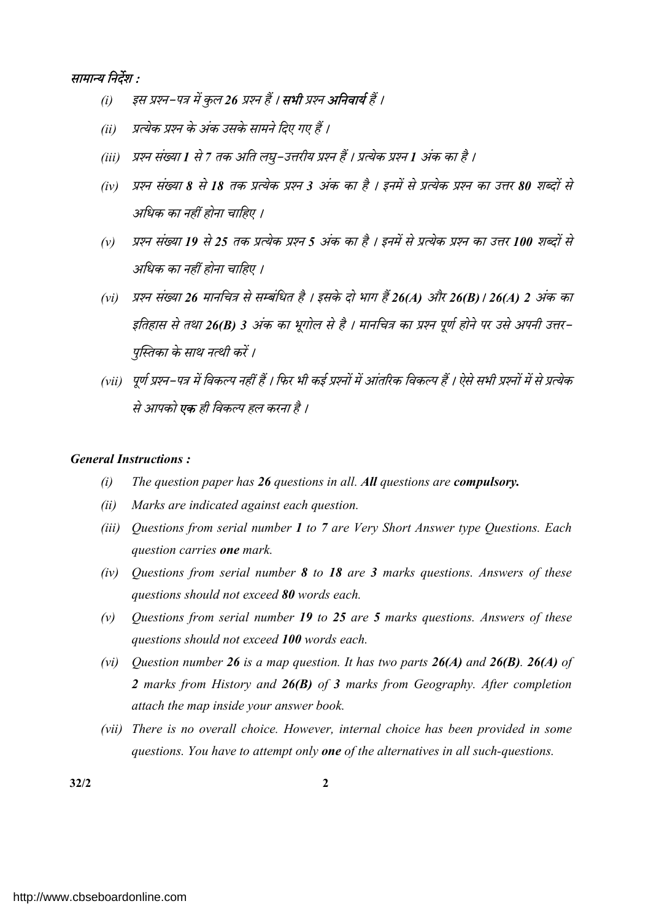*सामान्य निर्देश :*

*(i) इस प्रश्न-पत्र में कुल **26** प्रश्न हैं । **सभी** प्रश्न **अनिवार्य** हैं ।*

*(ii) प्रत्येक प्रश्न के अंक उसके सामने दिए गए हैं ।*

*(iii) प्रश्न संख्या **1** से 7 तक अति लघु-उत्तरीय प्रश्न हैं । प्रत्येक प्रश्न **1** अंक का है ।*

*(iv) प्रश्न संख्या **8** से **18** तक प्रत्येक प्रश्न **3** अंक का है । इनमें से प्रत्येक प्रश्न का उत्तर **80** शब्दों से अधिक का नहीं होना चाहिए ।*

*(v) प्रश्न संख्या **19** से **25** तक प्रत्येक प्रश्न **5** अंक का है । इनमें से प्रत्येक प्रश्न का उत्तर **100** शब्दों से अधिक का नहीं होना चाहिए ।*

*(vi) प्रश्न संख्या **26** मानचित्र से सम्बंधित है । इसके दो भाग हैं **26(A)** और **26(B)** । **26(A) 2** अंक का इतिहास से तथा **26(B) 3** अंक का भूगोल से है । मानचित्र का प्रश्न पूर्ण होने पर उसे अपनी उत्तर-पुस्तिका के साथ नत्थी करें ।*

*(vii) पूर्ण प्रश्न-पत्र में विकल्प नहीं हैं । फिर भी कई प्रश्नों में आंतरिक विकल्प हैं । ऐसे सभी प्रश्नों में से प्रत्येक से आपको **एक** ही विकल्प हल करना है ।*

***General Instructions :***

*(i) The question paper has **26** questions in all. **All** questions are **compulsory.***

*(ii) Marks are indicated against each question.*

*(iii) Questions from serial number **1** to **7** are Very Short Answer type Questions. Each question carries **one** mark.*

*(iv) Questions from serial number **8** to **18** are **3** marks questions. Answers of these questions should not exceed **80** words each.*

*(v) Questions from serial number **19** to **25** are **5** marks questions. Answers of these questions should not exceed **100** words each.*

*(vi) Question number **26** is a map question. It has two parts **26(A)** and **26(B)**. **26(A)** of **2** marks from History and **26(B)** of **3** marks from Geography. After completion attach the map inside your answer book.*

*(vii) There is no overall choice. However, internal choice has been provided in some questions. You have to attempt only **one** of the alternatives in all such-questions.*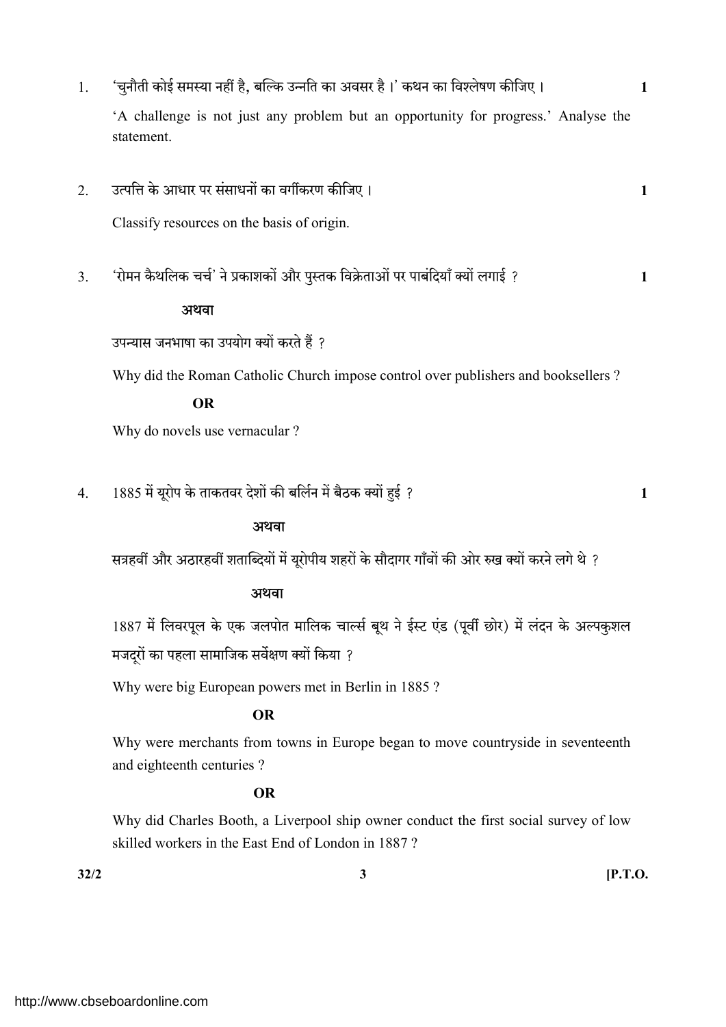1. 'चुनौती कोई समस्या नहीं है, बल्कि उन्नति का अवसर है।' कथन का विश्लेषण कीजिए। **1**

   'A challenge is not just any problem but an opportunity for progress.' Analyse the statement.

2. उत्पत्ति के आधार पर संसाधनों का वर्गीकरण कीजिए। **1**

   Classify resources on the basis of origin.

3. 'रोमन कैथलिक चर्च' ने प्रकाशकों और पुस्तक विक्रेताओं पर पाबंदियाँ क्यों लगाई ? **1**

   **अथवा**

   उपन्यास जनभाषा का उपयोग क्यों करते हैं ?

   Why did the Roman Catholic Church impose control over publishers and booksellers ?

   **OR**

   Why do novels use vernacular ?

4. 1885 में यूरोप के ताकतवर देशों की बर्लिन में बैठक क्यों हुई ? **1**

   **अथवा**

   सत्रहवीं और अठारहवीं शताब्दियों में यूरोपीय शहरों के सौदागर गाँवों की ओर रुख क्यों करने लगे थे ?

   **अथवा**

   1887 में लिवरपूल के एक जलपोत मालिक चार्ल्स बूथ ने ईस्ट एंड (पूर्वी छोर) में लंदन के अल्पकुशल मजदूरों का पहला सामाजिक सर्वेक्षण क्यों किया ?

   Why were big European powers met in Berlin in 1885 ?

   **OR**

   Why were merchants from towns in Europe began to move countryside in seventeenth and eighteenth centuries ?

   **OR**

   Why did Charles Booth, a Liverpool ship owner conduct the first social survey of low skilled workers in the East End of London in 1887 ?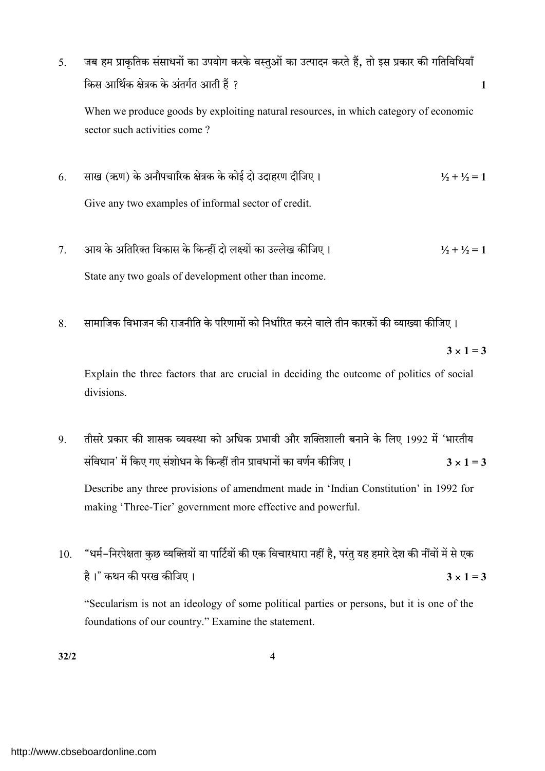5. जब हम प्राकृतिक संसाधनों का उपयोग करके वस्तुओं का उत्पादन करते हैं, तो इस प्रकार की गतिविधियाँ किस आर्थिक क्षेत्रक के अंतर्गत आती हैं ? **1**

   When we produce goods by exploiting natural resources, in which category of economic sector such activities come ?

6. साख (ऋण) के अनौपचारिक क्षेत्रक के कोई दो उदाहरण दीजिए। **½ + ½ = 1**

   Give any two examples of informal sector of credit.

7. आय के अतिरिक्त विकास के किन्हीं दो लक्ष्यों का उल्लेख कीजिए। **½ + ½ = 1**

   State any two goals of development other than income.

8. सामाजिक विभाजन की राजनीति के परिणामों को निर्धारित करने वाले तीन कारकों की व्याख्या कीजिए। **3 × 1 = 3**

   Explain the three factors that are crucial in deciding the outcome of politics of social divisions.

9. तीसरे प्रकार की शासक व्यवस्था को अधिक प्रभावी और शक्तिशाली बनाने के लिए 1992 में 'भारतीय संविधान' में किए गए संशोधन के किन्हीं तीन प्रावधानों का वर्णन कीजिए। **3 × 1 = 3**

   Describe any three provisions of amendment made in 'Indian Constitution' in 1992 for making 'Three-Tier' government more effective and powerful.

10. "धर्म-निरपेक्षता कुछ व्यक्तियों या पार्टियों की एक विचारधारा नहीं है, परंतु यह हमारे देश की नींवों में से एक है।" कथन की परख कीजिए। **3 × 1 = 3**

    "Secularism is not an ideology of some political parties or persons, but it is one of the foundations of our country." Examine the statement.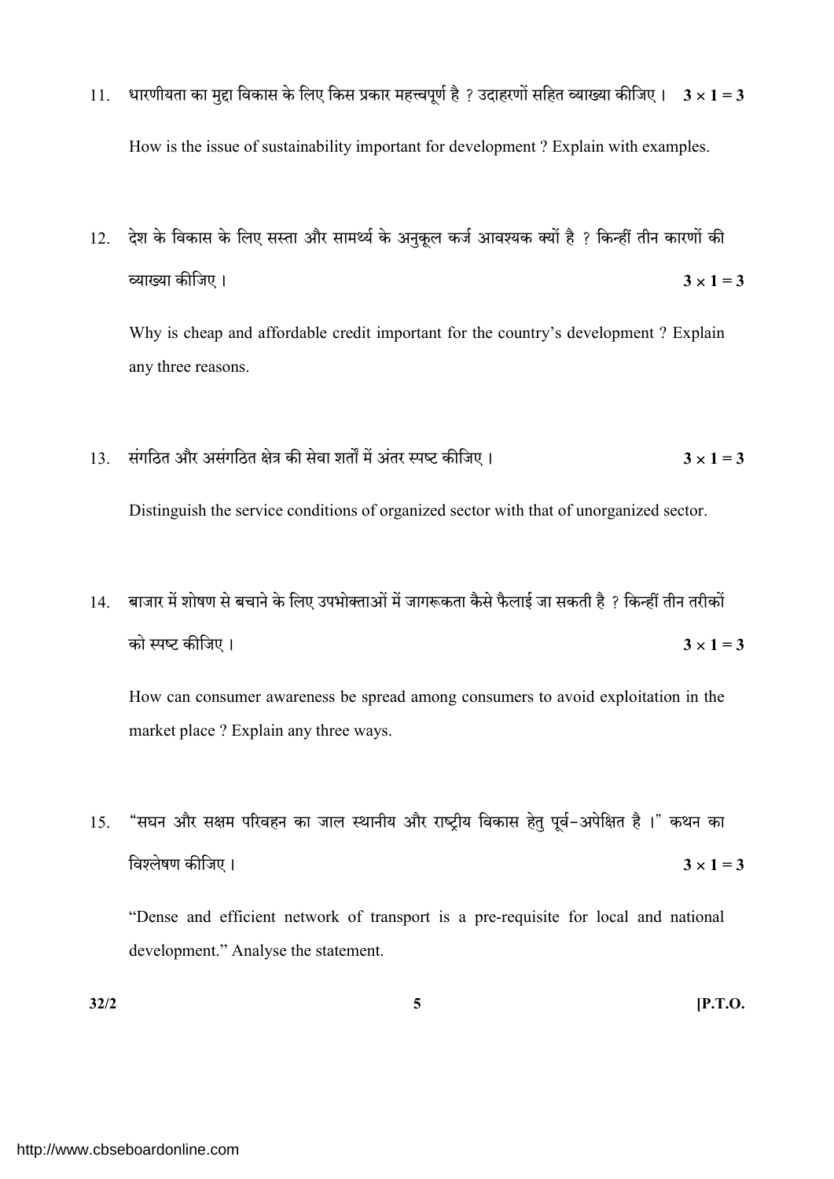11. धारणीयता का मुद्दा विकास के लिए किस प्रकार महत्त्वपूर्ण है ? उदाहरणों सहित व्याख्या कीजिए । $3 \times 1 = 3$

    How is the issue of sustainability important for development ? Explain with examples.

12. देश के विकास के लिए सस्ता और सामर्थ्य के अनुकूल कर्ज आवश्यक क्यों है ? किन्हीं तीन कारणों की व्याख्या कीजिए । $3 \times 1 = 3$

    Why is cheap and affordable credit important for the country's development ? Explain any three reasons.

13. संगठित और असंगठित क्षेत्र की सेवा शर्तों में अंतर स्पष्ट कीजिए । $3 \times 1 = 3$

    Distinguish the service conditions of organized sector with that of unorganized sector.

14. बाजार में शोषण से बचाने के लिए उपभोक्ताओं में जागरूकता कैसे फैलाई जा सकती है ? किन्हीं तीन तरीकों को स्पष्ट कीजिए । $3 \times 1 = 3$

    How can consumer awareness be spread among consumers to avoid exploitation in the market place ? Explain any three ways.

15. "सघन और सक्षम परिवहन का जाल स्थानीय और राष्ट्रीय विकास हेतु पूर्व-अपेक्षित है ।" कथन का विश्लेषण कीजिए । $3 \times 1 = 3$

    "Dense and efficient network of transport is a pre-requisite for local and national development." Analyse the statement.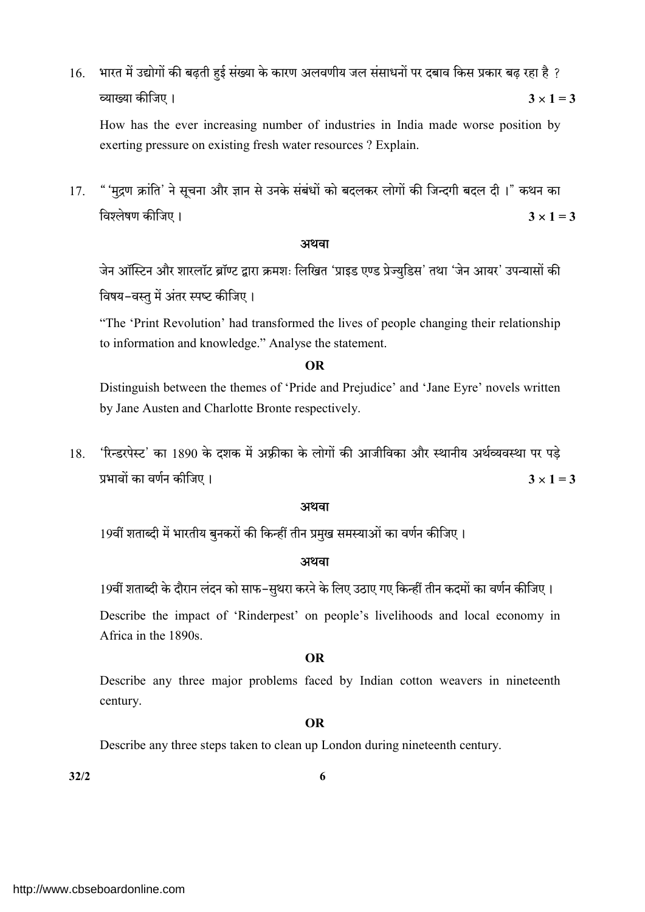16. भारत में उद्योगों की बढ़ती हुई संख्या के कारण अलवणीय जल संसाधनों पर दबाव किस प्रकार बढ़ रहा है ? व्याख्या कीजिए । **$3 \times 1 = 3$**

    How has the ever increasing number of industries in India made worse position by exerting pressure on existing fresh water resources ? Explain.

17. "'मुद्रण क्रांति' ने सूचना और ज्ञान से उनके संबंधों को बदलकर लोगों की जिन्दगी बदल दी ।" कथन का विश्लेषण कीजिए । **$3 \times 1 = 3$**

    **अथवा**

    जेन ऑस्टिन और शारलॉट ब्रॉण्ट द्वारा क्रमशः लिखित 'प्राइड एण्ड प्रेज्युडिस' तथा 'जेन आयर' उपन्यासों की विषय-वस्तु में अंतर स्पष्ट कीजिए ।

    "The 'Print Revolution' had transformed the lives of people changing their relationship to information and knowledge." Analyse the statement.

    **OR**

    Distinguish between the themes of 'Pride and Prejudice' and 'Jane Eyre' novels written by Jane Austen and Charlotte Bronte respectively.

18. 'रिन्डरपेस्ट' का 1890 के दशक में अफ्रीका के लोगों की आजीविका और स्थानीय अर्थव्यवस्था पर पड़े प्रभावों का वर्णन कीजिए । **$3 \times 1 = 3$**

    **अथवा**

    19वीं शताब्दी में भारतीय बुनकरों की किन्हीं तीन प्रमुख समस्याओं का वर्णन कीजिए ।

    **अथवा**

    19वीं शताब्दी के दौरान लंदन को साफ-सुथरा करने के लिए उठाए गए किन्हीं तीन कदमों का वर्णन कीजिए ।

    Describe the impact of 'Rinderpest' on people's livelihoods and local economy in Africa in the 1890s.

    **OR**

    Describe any three major problems faced by Indian cotton weavers in nineteenth century.

    **OR**

    Describe any three steps taken to clean up London during nineteenth century.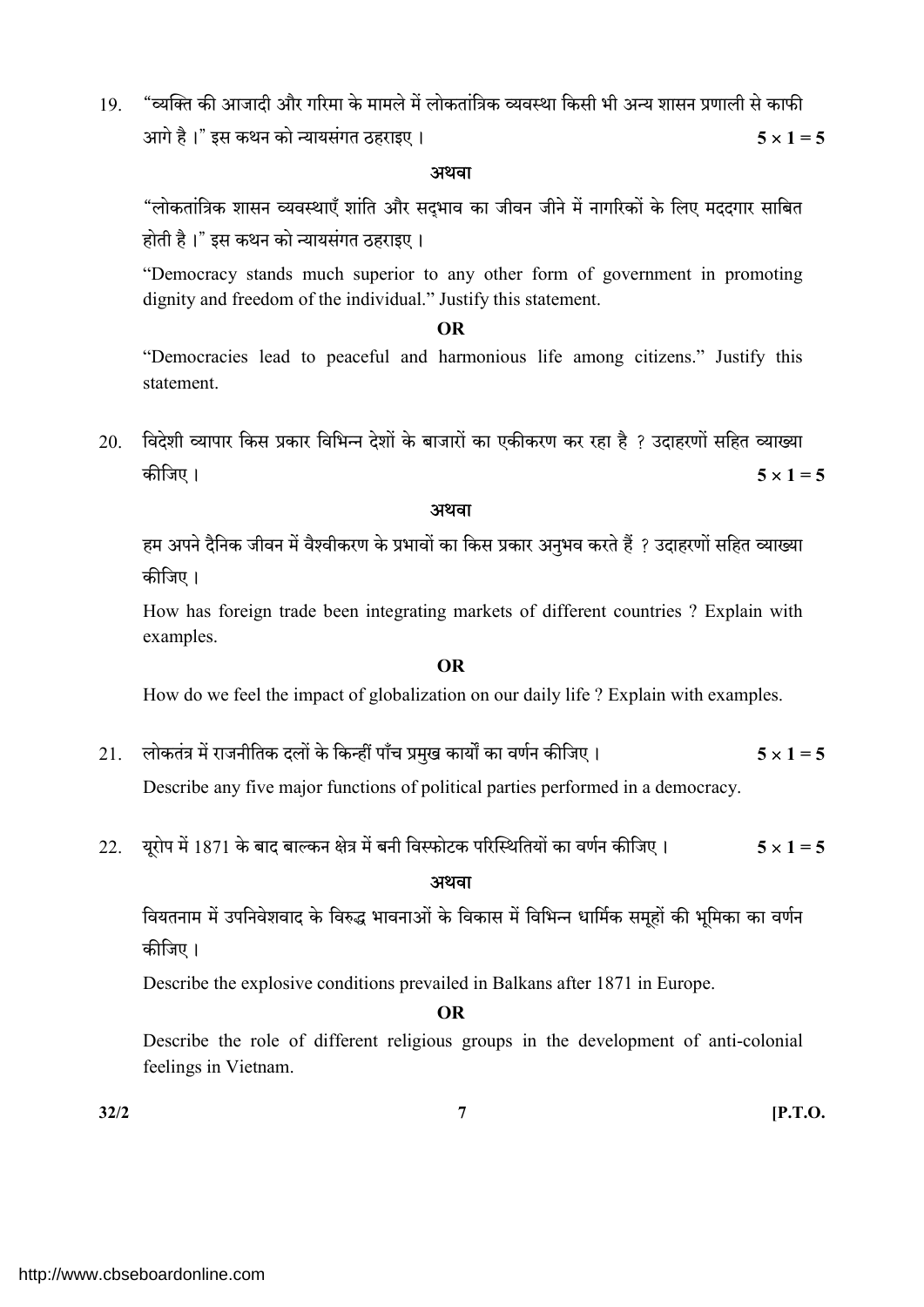19. "व्यक्ति की आजादी और गरिमा के मामले में लोकतांत्रिक व्यवस्था किसी भी अन्य शासन प्रणाली से काफी आगे है।" इस कथन को न्यायसंगत ठहराइए। **$5 \times 1 = 5$**

**अथवा**

"लोकतांत्रिक शासन व्यवस्थाएँ शांति और सद्भाव का जीवन जीने में नागरिकों के लिए मददगार साबित होती है।" इस कथन को न्यायसंगत ठहराइए।

"Democracy stands much superior to any other form of government in promoting dignity and freedom of the individual." Justify this statement.

**OR**

"Democracies lead to peaceful and harmonious life among citizens." Justify this statement.

20. विदेशी व्यापार किस प्रकार विभिन्न देशों के बाजारों का एकीकरण कर रहा है ? उदाहरणों सहित व्याख्या कीजिए। **$5 \times 1 = 5$**

**अथवा**

हम अपने दैनिक जीवन में वैश्वीकरण के प्रभावों का किस प्रकार अनुभव करते हैं ? उदाहरणों सहित व्याख्या कीजिए।

How has foreign trade been integrating markets of different countries ? Explain with examples.

**OR**

How do we feel the impact of globalization on our daily life ? Explain with examples.

21. लोकतंत्र में राजनीतिक दलों के किन्हीं पाँच प्रमुख कार्यों का वर्णन कीजिए। **$5 \times 1 = 5$**

Describe any five major functions of political parties performed in a democracy.

22. यूरोप में 1871 के बाद बाल्कन क्षेत्र में बनी विस्फोटक परिस्थितियों का वर्णन कीजिए। **$5 \times 1 = 5$**

**अथवा**

वियतनाम में उपनिवेशवाद के विरुद्ध भावनाओं के विकास में विभिन्न धार्मिक समूहों की भूमिका का वर्णन कीजिए।

Describe the explosive conditions prevailed in Balkans after 1871 in Europe.

**OR**

Describe the role of different religious groups in the development of anti-colonial feelings in Vietnam.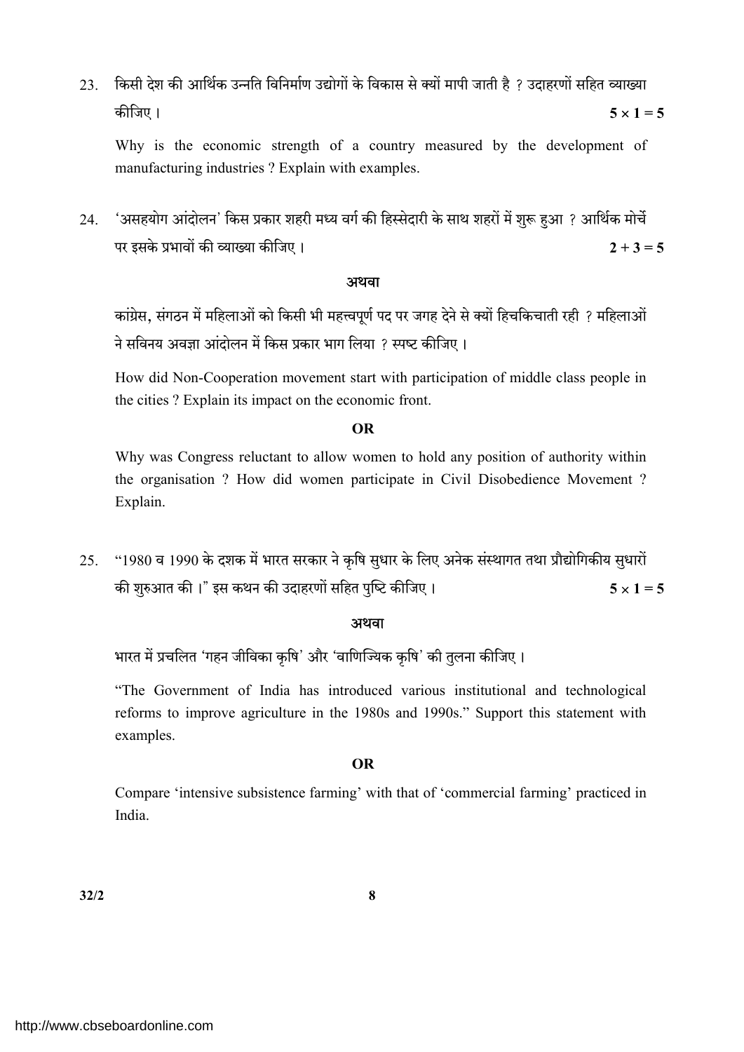23. किसी देश की आर्थिक उन्नति विनिर्माण उद्योगों के विकास से क्यों मापी जाती है ? उदाहरणों सहित व्याख्या कीजिए । **5 × 1 = 5**

Why is the economic strength of a country measured by the development of manufacturing industries ? Explain with examples.

24. 'असहयोग आंदोलन' किस प्रकार शहरी मध्य वर्ग की हिस्सेदारी के साथ शहरों में शुरू हुआ ? आर्थिक मोर्चे पर इसके प्रभावों की व्याख्या कीजिए । **2 + 3 = 5**

**अथवा**

कांग्रेस, संगठन में महिलाओं को किसी भी महत्त्वपूर्ण पद पर जगह देने से क्यों हिचकिचाती रही ? महिलाओं ने सविनय अवज्ञा आंदोलन में किस प्रकार भाग लिया ? स्पष्ट कीजिए ।

How did Non-Cooperation movement start with participation of middle class people in the cities ? Explain its impact on the economic front.

**OR**

Why was Congress reluctant to allow women to hold any position of authority within the organisation ? How did women participate in Civil Disobedience Movement ? Explain.

25. "1980 व 1990 के दशक में भारत सरकार ने कृषि सुधार के लिए अनेक संस्थागत तथा प्रौद्योगिकीय सुधारों की शुरुआत की ।" इस कथन की उदाहरणों सहित पुष्टि कीजिए । **5 × 1 = 5**

**अथवा**

भारत में प्रचलित 'गहन जीविका कृषि' और 'वाणिज्यिक कृषि' की तुलना कीजिए ।

"The Government of India has introduced various institutional and technological reforms to improve agriculture in the 1980s and 1990s." Support this statement with examples.

**OR**

Compare 'intensive subsistence farming' with that of 'commercial farming' practiced in India.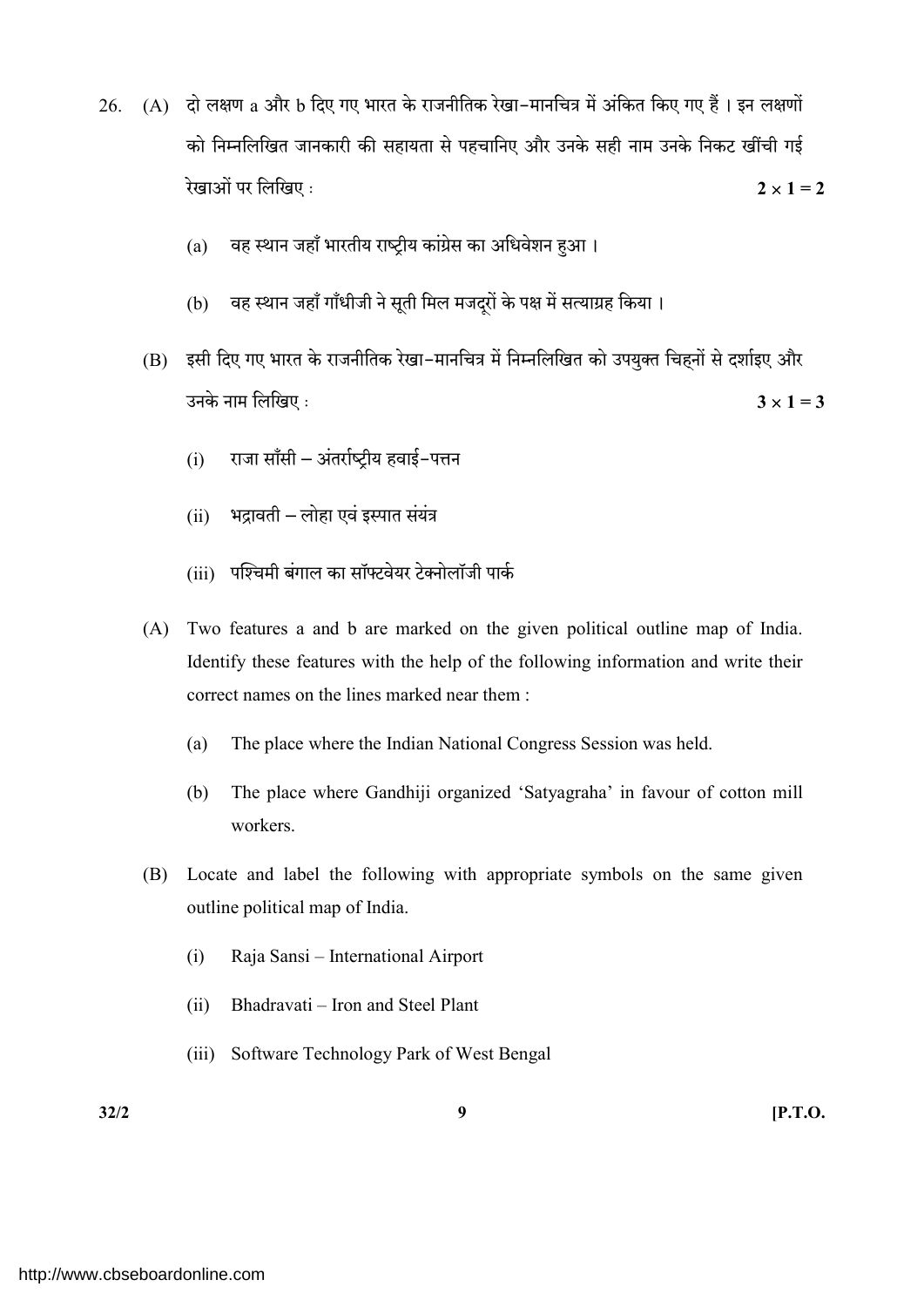26. (A) दो लक्षण a और b दिए गए भारत के राजनीतिक रेखा-मानचित्र में अंकित किए गए हैं । इन लक्षणों को निम्नलिखित जानकारी की सहायता से पहचानिए और उनके सही नाम उनके निकट खींची गई रेखाओं पर लिखिए : **2 × 1 = 2**

   (a) वह स्थान जहाँ भारतीय राष्ट्रीय कांग्रेस का अधिवेशन हुआ ।

   (b) वह स्थान जहाँ गाँधीजी ने सूती मिल मजदूरों के पक्ष में सत्याग्रह किया ।

   (B) इसी दिए गए भारत के राजनीतिक रेखा-मानचित्र में निम्नलिखित को उपयुक्त चिह्नों से दर्शाइए और उनके नाम लिखिए : **3 × 1 = 3**

   (i) राजा साँसी – अंतर्राष्ट्रीय हवाई-पत्तन

   (ii) भद्रावती – लोहा एवं इस्पात संयंत्र

   (iii) पश्चिमी बंगाल का सॉफ्टवेयर टेक्नोलॉजी पार्क

   (A) Two features a and b are marked on the given political outline map of India. Identify these features with the help of the following information and write their correct names on the lines marked near them :

   (a) The place where the Indian National Congress Session was held.

   (b) The place where Gandhiji organized 'Satyagraha' in favour of cotton mill workers.

   (B) Locate and label the following with appropriate symbols on the same given outline political map of India.

   (i) Raja Sansi – International Airport

   (ii) Bhadravati – Iron and Steel Plant

   (iii) Software Technology Park of West Bengal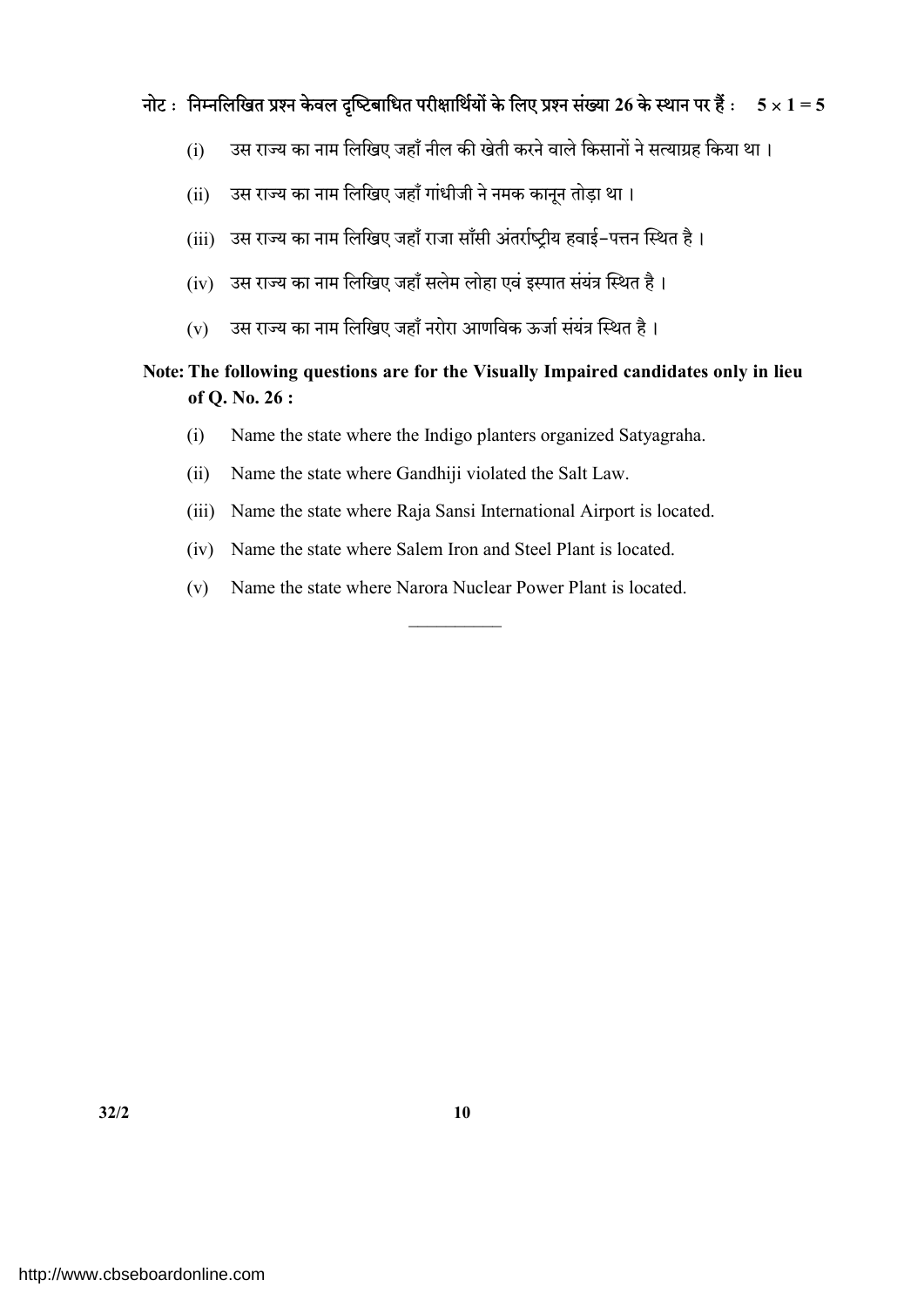**नोट : निम्नलिखित प्रश्न केवल दृष्टिबाधित परीक्षार्थियों के लिए प्रश्न संख्या 26 के स्थान पर हैं : $5 \times 1 = 5$**

(i) उस राज्य का नाम लिखिए जहाँ नील की खेती करने वाले किसानों ने सत्याग्रह किया था ।

(ii) उस राज्य का नाम लिखिए जहाँ गांधीजी ने नमक कानून तोड़ा था ।

(iii) उस राज्य का नाम लिखिए जहाँ राजा साँसी अंतर्राष्ट्रीय हवाई–पत्तन स्थित है ।

(iv) उस राज्य का नाम लिखिए जहाँ सलेम लोहा एवं इस्पात संयंत्र स्थित है ।

(v) उस राज्य का नाम लिखिए जहाँ नरोरा आणविक ऊर्जा संयंत्र स्थित है ।

**Note: The following questions are for the Visually Impaired candidates only in lieu of Q. No. 26 :**

(i) Name the state where the Indigo planters organized Satyagraha.

(ii) Name the state where Gandhiji violated the Salt Law.

(iii) Name the state where Raja Sansi International Airport is located.

(iv) Name the state where Salem Iron and Steel Plant is located.

(v) Name the state where Narora Nuclear Power Plant is located.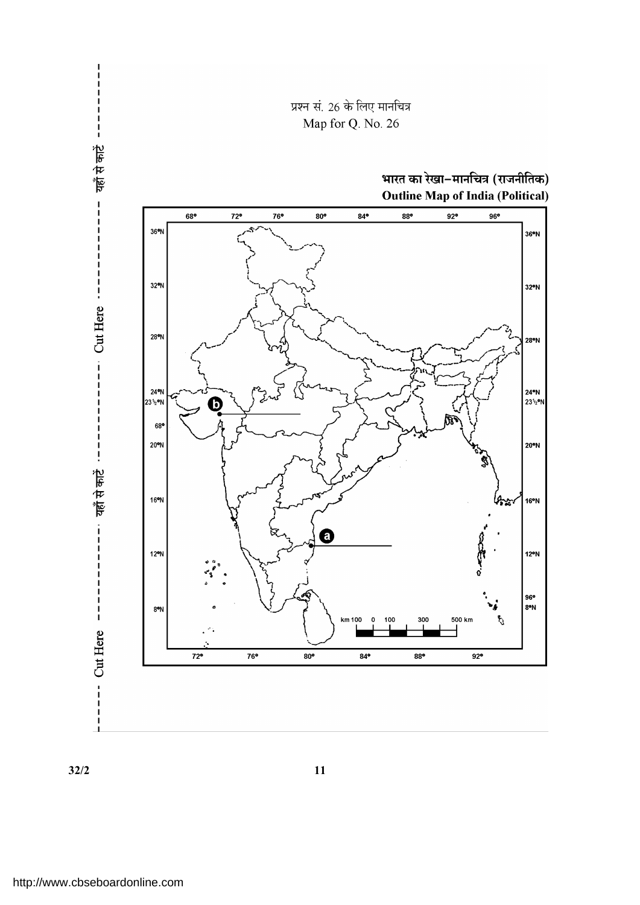प्रश्न सं. 26 के लिए मानचित्र

Map for Q. No. 26

**भारत का रेखा–मानचित्र (राजनीतिक)**

**Outline Map of India (Political)**

68° 72° 76° 80° 84° 88° 92° 96°

36°N

32°N

28°N

24°N

23½°N

68°

20°N

16°N

12°N

96°

8°N

b

a

km 100 0 100 300 500 km

72° 76° 80° 84° 88° 92°

यहाँ से काटें ---- Cut Here ---- यहाँ से काटें ---- Cut Here